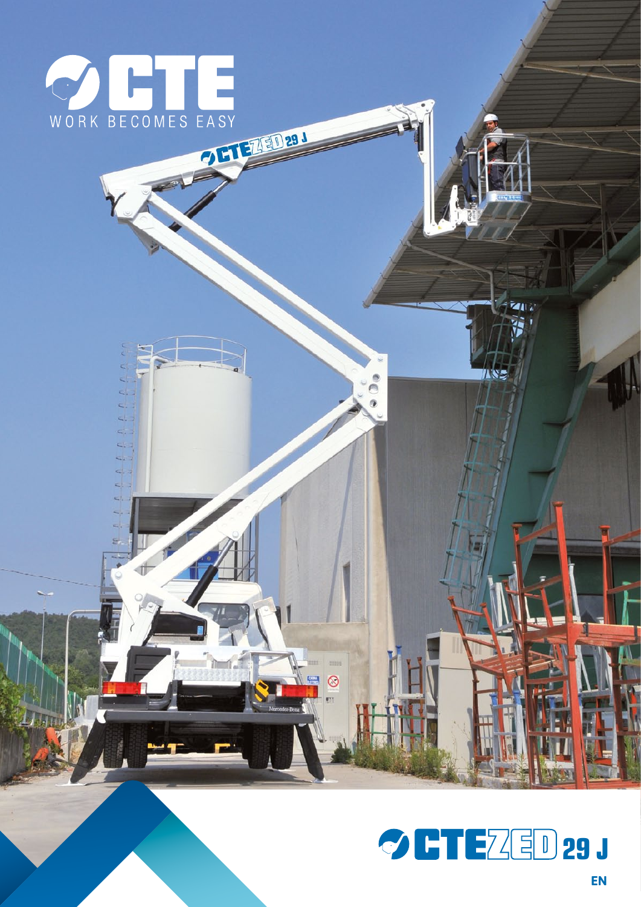# CTE

WORK BECOMES EASY

# CTE ZED 29 J

EN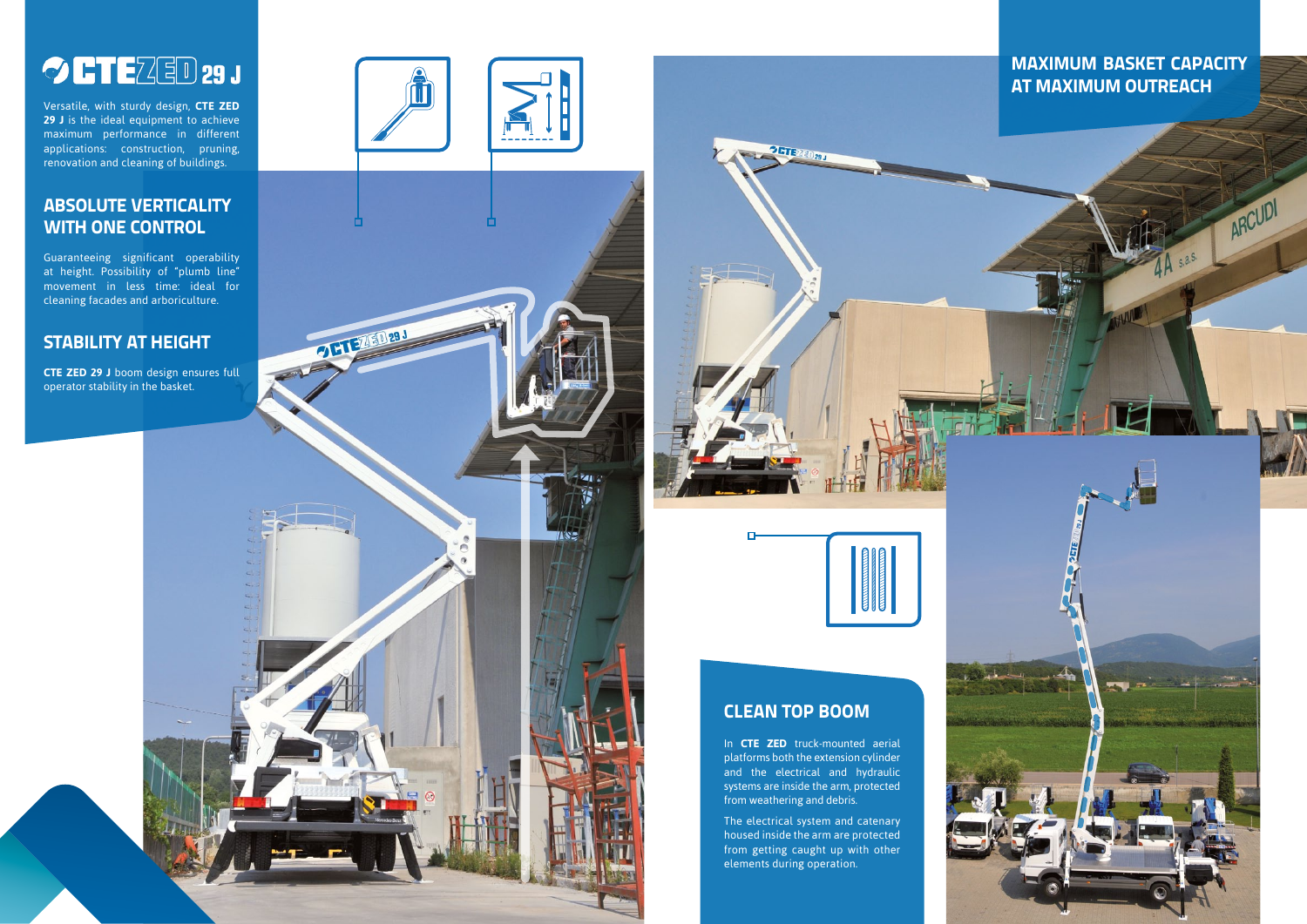# CTE ZED 29 J

Versatile, with sturdy design, **CTE ZED 29 J** is the ideal equipment to achieve maximum performance in different applications: construction, pruning, renovation and cleaning of buildings.

## ABSOLUTE VERTICALITY WITH ONE CONTROL

Guaranteeing significant operability at height. Possibility of "plumb line" movement in less time: ideal for cleaning facades and arboriculture.

## STABILITY AT HEIGHT

**CTE ZED 29 J** boom design ensures full operator stability in the basket.

## MAXIMUM BASKET CAPACITY AT MAXIMUM OUTREACH

## CLEAN TOP BOOM

In **CTE ZED** truck-mounted aerial platforms both the extension cylinder and the electrical and hydraulic systems are inside the arm, protected from weathering and debris.

The electrical system and catenary housed inside the arm are protected from getting caught up with other elements during operation.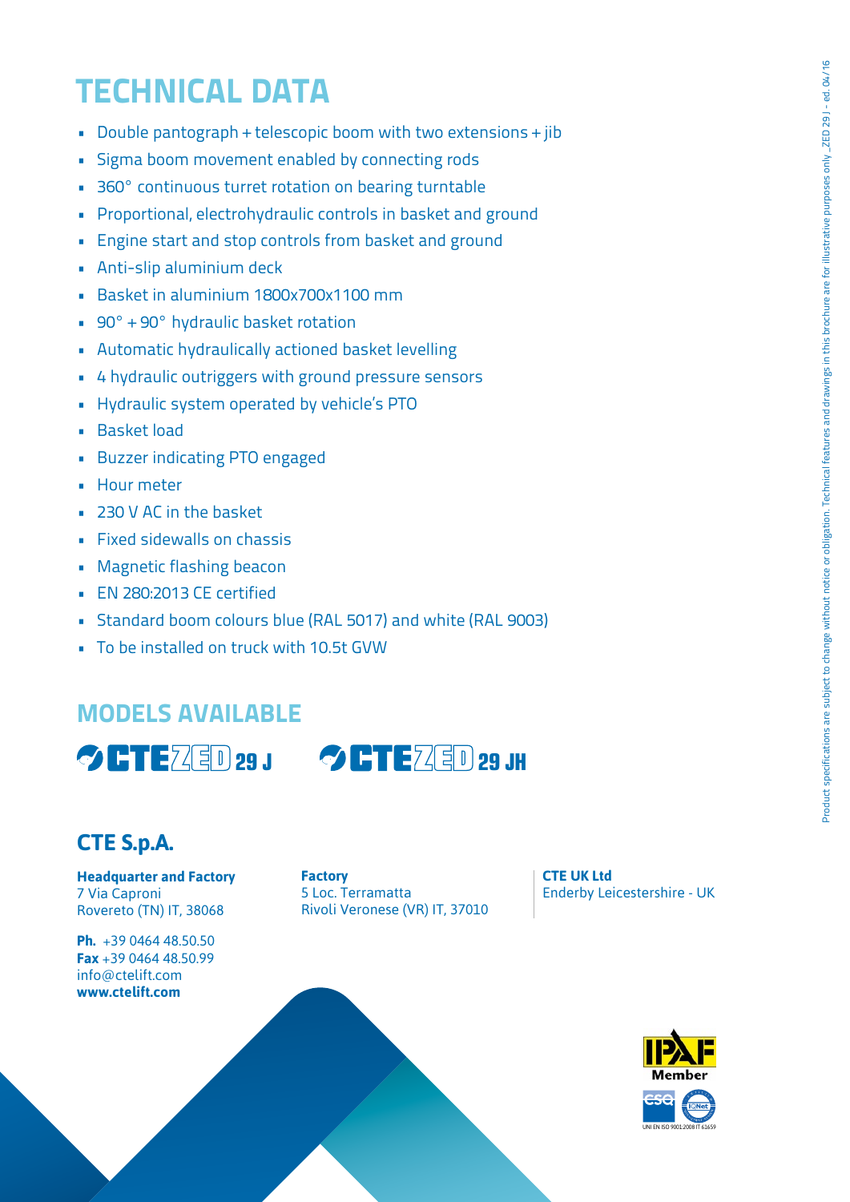# TECHNICAL DATA

- Double pantograph + telescopic boom with two extensions + jib
- Sigma boom movement enabled by connecting rods
- 360° continuous turret rotation on bearing turntable
- Proportional, electrohydraulic controls in basket and ground
- Engine start and stop controls from basket and ground
- Anti-slip aluminium deck
- Basket in aluminium 1800x700x1100 mm
- 90° + 90° hydraulic basket rotation
- Automatic hydraulically actioned basket levelling
- 4 hydraulic outriggers with ground pressure sensors
- Hydraulic system operated by vehicle's PTO
- Basket load
- Buzzer indicating PTO engaged
- Hour meter
- 230 V AC in the basket
- Fixed sidewalls on chassis
- Magnetic flashing beacon
- EN 280:2013 CE certified
- Standard boom colours blue (RAL 5017) and white (RAL 9003)
- To be installed on truck with 10.5t GVW

## MODELS AVAILABLE

CTE ZED 29 J

CTE ZED 29 JH

## CTE S.p.A.

**Headquarter and Factory**
7 Via Caproni
Rovereto (TN) IT, 38068

**Ph.** +39 0464 48.50.50
**Fax** +39 0464 48.50.99
info@ctelift.com
**www.ctelift.com**

**Factory**
5 Loc. Terramatta
Rivoli Veronese (VR) IT, 37010

**CTE UK Ltd**
Enderby Leicestershire - UK

IPAF Member

UNI EN ISO 9001:2008 IT 61659

Product specifications are subject to change without notice or obligation. Technical features and drawings in this brochure are for illustrative purposes only _ZED 29 J – ed. 04/16